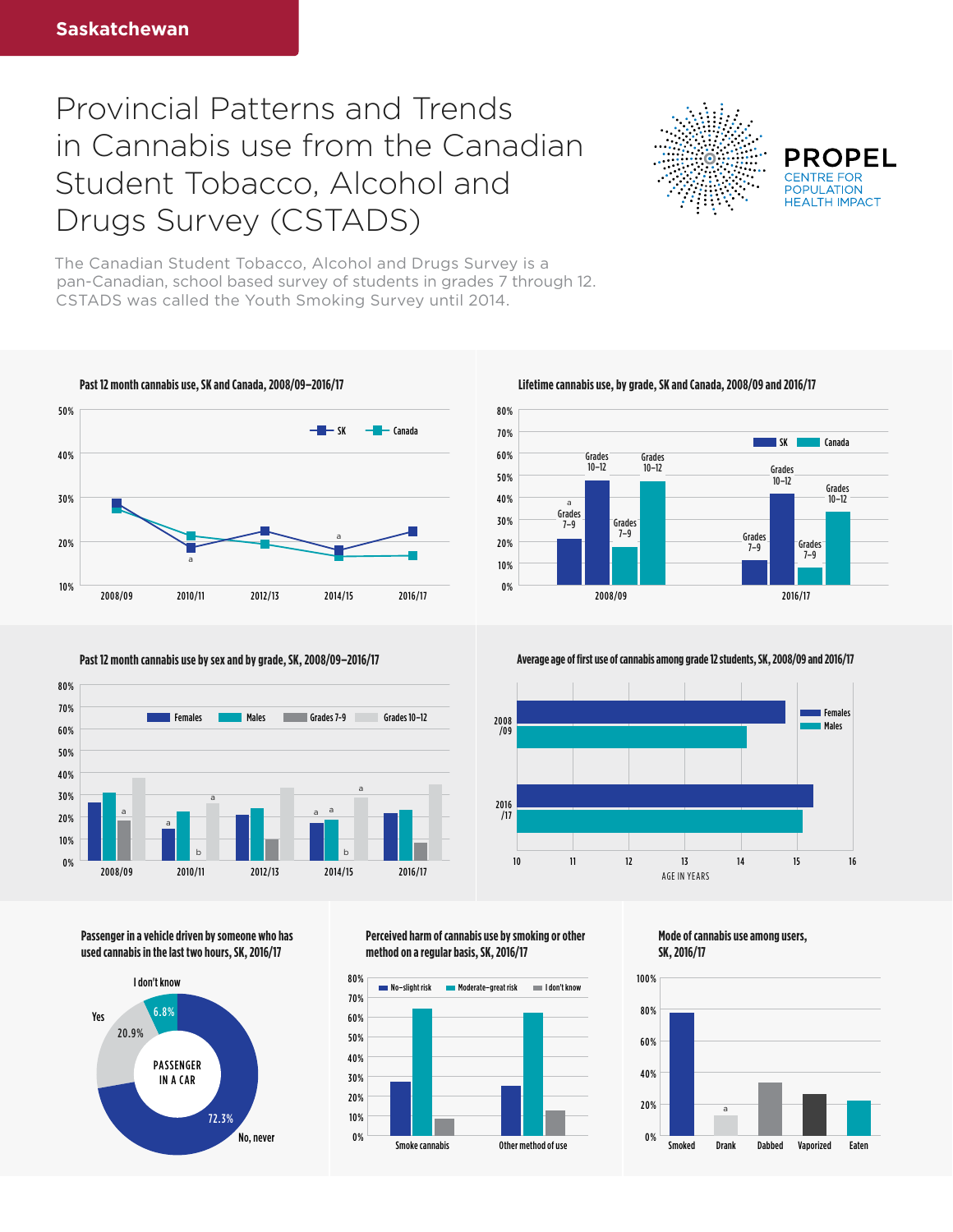Saskatchewan

# Provincial Patterns and Trends in Cannabis use from the Canadian Student Tobacco, Alcohol and Drugs Survey (CSTADS)

PROPEL
CENTRE FOR POPULATION HEALTH IMPACT

The Canadian Student Tobacco, Alcohol and Drugs Survey is a pan-Canadian, school based survey of students in grades 7 through 12. CSTADS was called the Youth Smoking Survey until 2014.

### Past 12 month cannabis use, SK and Canada, 2008/09–2016/17

SK, Canada

2008/09, 2010/11 (a), 2012/13, 2014/15 (a), 2016/17

### Lifetime cannabis use, by grade, SK and Canada, 2008/09 and 2016/17

SK, Canada

2008/09: Grades 7–9 (a), Grades 10–12, Grades 7–9, Grades 10–12
2016/17: Grades 7–9, Grades 10–12, Grades 7–9, Grades 10–12

### Past 12 month cannabis use by sex and by grade, SK, 2008/09–2016/17

Females, Males, Grades 7–9, Grades 10–12

2008/09, 2010/11, 2012/13, 2014/15, 2016/17

### Average age of first use of cannabis among grade 12 students, SK, 2008/09 and 2016/17

Females, Males

2008/09, 2016/17

AGE IN YEARS

### Passenger in a vehicle driven by someone who has used cannabis in the last two hours, SK, 2016/17

PASSENGER IN A CAR

| Response | % |
|---|---|
| No, never | 72.3% |
| Yes | 20.9% |
| I don't know | 6.8% |

### Perceived harm of cannabis use by smoking or other method on a regular basis, SK, 2016/17

No–slight risk, Moderate–great risk, I don't know

Smoke cannabis, Other method of use

### Mode of cannabis use among users, SK, 2016/17

Smoked, Drank (a), Dabbed, Vaporized, Eaten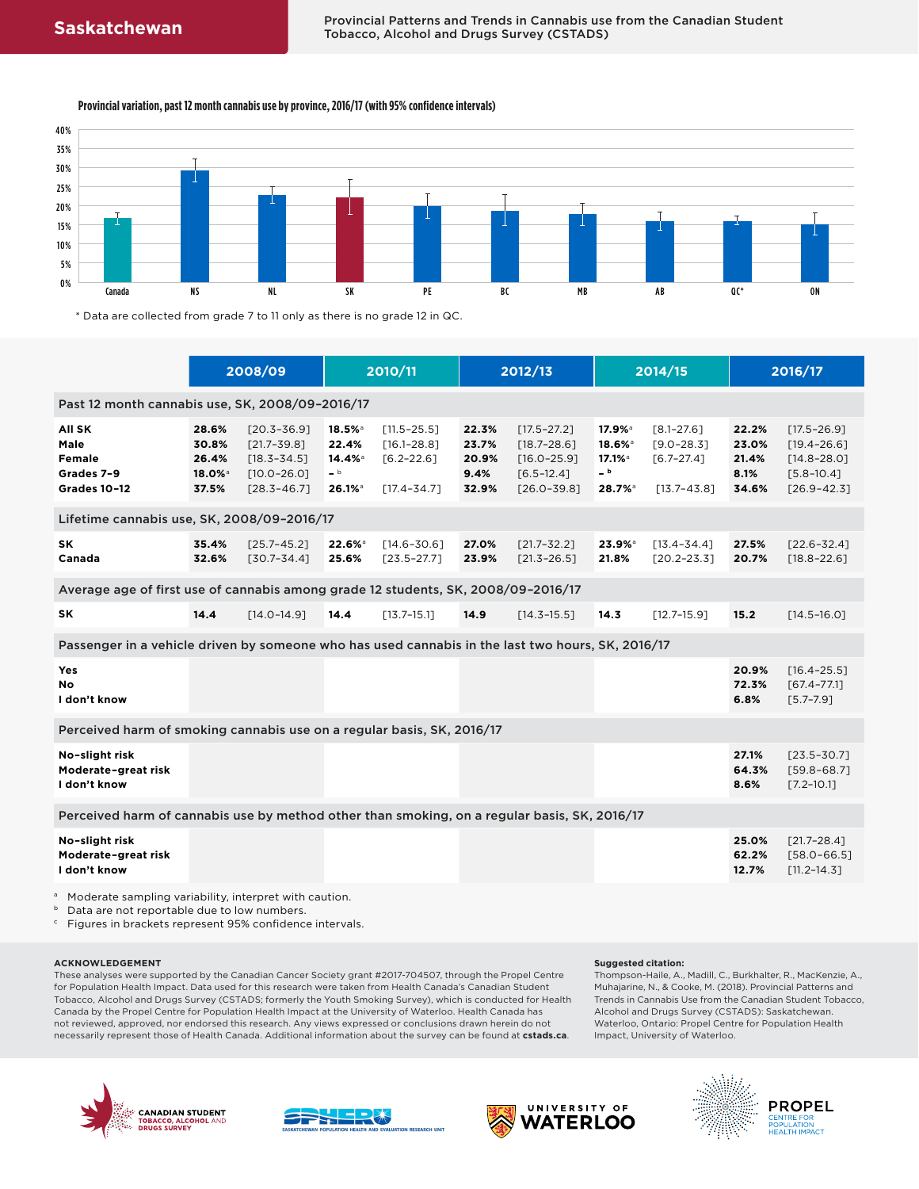# Saskatchewan

Provincial Patterns and Trends in Cannabis use from the Canadian Student Tobacco, Alcohol and Drugs Survey (CSTADS)

**Provincial variation, past 12 month cannabis use by province, 2016/17 (with 95% confidence intervals)**

40%
35%
30%
25%
20%
15%
10%
5%
0%

Canada NS NL SK PE BC MB AB QC* ON

* Data are collected from grade 7 to 11 only as there is no grade 12 in QC.

| | 2008/09 | | 2010/11 | | 2012/13 | | 2014/15 | | 2016/17 | |
|---|---|---|---|---|---|---|---|---|---|---|
| **Past 12 month cannabis use, SK, 2008/09–2016/17** | | | | | | | | | | |
| **All SK** | **28.6%** | [20.3–36.9] | **18.5%**[a] | [11.5–25.5] | **22.3%** | [17.5–27.2] | **17.9%**[a] | [8.1–27.6] | **22.2%** | [17.5–26.9] |
| **Male** | **30.8%** | [21.7–39.8] | **22.4%** | [16.1–28.8] | **23.7%** | [18.7–28.6] | **18.6%**[a] | [9.0–28.3] | **23.0%** | [19.4–26.6] |
| **Female** | **26.4%** | [18.3–34.5] | **14.4%**[a] | [6.2–22.6] | **20.9%** | [16.0–25.9] | **17.1%**[a] | [6.7–27.4] | **21.4%** | [14.8–28.0] |
| **Grades 7–9** | **18.0%**[a] | [10.0–26.0] | **–**[b] | | **9.4%** | [6.5–12.4] | **–**[b] | | **8.1%** | [5.8–10.4] |
| **Grades 10–12** | **37.5%** | [28.3–46.7] | **26.1%**[a] | [17.4–34.7] | **32.9%** | [26.0–39.8] | **28.7%**[a] | [13.7–43.8] | **34.6%** | [26.9–42.3] |
| **Lifetime cannabis use, SK, 2008/09–2016/17** | | | | | | | | | | |
| **SK** | **35.4%** | [25.7–45.2] | **22.6%**[a] | [14.6–30.6] | **27.0%** | [21.7–32.2] | **23.9%**[a] | [13.4–34.4] | **27.5%** | [22.6–32.4] |
| **Canada** | **32.6%** | [30.7–34.4] | **25.6%** | [23.5–27.7] | **23.9%** | [21.3–26.5] | **21.8%** | [20.2–23.3] | **20.7%** | [18.8–22.6] |
| **Average age of first use of cannabis among grade 12 students, SK, 2008/09–2016/17** | | | | | | | | | | |
| **SK** | **14.4** | [14.0–14.9] | **14.4** | [13.7–15.1] | **14.9** | [14.3–15.5] | **14.3** | [12.7–15.9] | **15.2** | [14.5–16.0] |
| **Passenger in a vehicle driven by someone who has used cannabis in the last two hours, SK, 2016/17** | | | | | | | | | | |
| **Yes** | | | | | | | | | **20.9%** | [16.4–25.5] |
| **No** | | | | | | | | | **72.3%** | [67.4–77.1] |
| **I don't know** | | | | | | | | | **6.8%** | [5.7–7.9] |
| **Perceived harm of smoking cannabis use on a regular basis, SK, 2016/17** | | | | | | | | | | |
| **No–slight risk** | | | | | | | | | **27.1%** | [23.5–30.7] |
| **Moderate–great risk** | | | | | | | | | **64.3%** | [59.8–68.7] |
| **I don't know** | | | | | | | | | **8.6%** | [7.2–10.1] |
| **Perceived harm of cannabis use by method other than smoking, on a regular basis, SK, 2016/17** | | | | | | | | | | |
| **No–slight risk** | | | | | | | | | **25.0%** | [21.7–28.4] |
| **Moderate–great risk** | | | | | | | | | **62.2%** | [58.0–66.5] |
| **I don't know** | | | | | | | | | **12.7%** | [11.2–14.3] |

[a] Moderate sampling variability, interpret with caution.
[b] Data are not reportable due to low numbers.
[c] Figures in brackets represent 95% confidence intervals.

**ACKNOWLEDGEMENT**
These analyses were supported by the Canadian Cancer Society grant #2017-704507, through the Propel Centre for Population Health Impact. Data used for this research were taken from Health Canada's Canadian Student Tobacco, Alcohol and Drugs Survey (CSTADS; formerly the Youth Smoking Survey), which is conducted for Health Canada by the Propel Centre for Population Health Impact at the University of Waterloo. Health Canada has not reviewed, approved, nor endorsed this research. Any views expressed or conclusions drawn herein do not necessarily represent those of Health Canada. Additional information about the survey can be found at **cstads.ca**.

**Suggested citation:**
Thompson-Haile, A., Madill, C., Burkhalter, R., MacKenzie, A., Muhajarine, N., & Cooke, M. (2018). Provincial Patterns and Trends in Cannabis Use from the Canadian Student Tobacco, Alcohol and Drugs Survey (CSTADS): Saskatchewan. Waterloo, Ontario: Propel Centre for Population Health Impact, University of Waterloo.

CANADIAN STUDENT TOBACCO, ALCOHOL AND DRUGS SURVEY
SPHERU SASKATCHEWAN POPULATION HEALTH AND EVALUATION RESEARCH UNIT
UNIVERSITY OF WATERLOO
PROPEL CENTRE FOR POPULATION HEALTH IMPACT